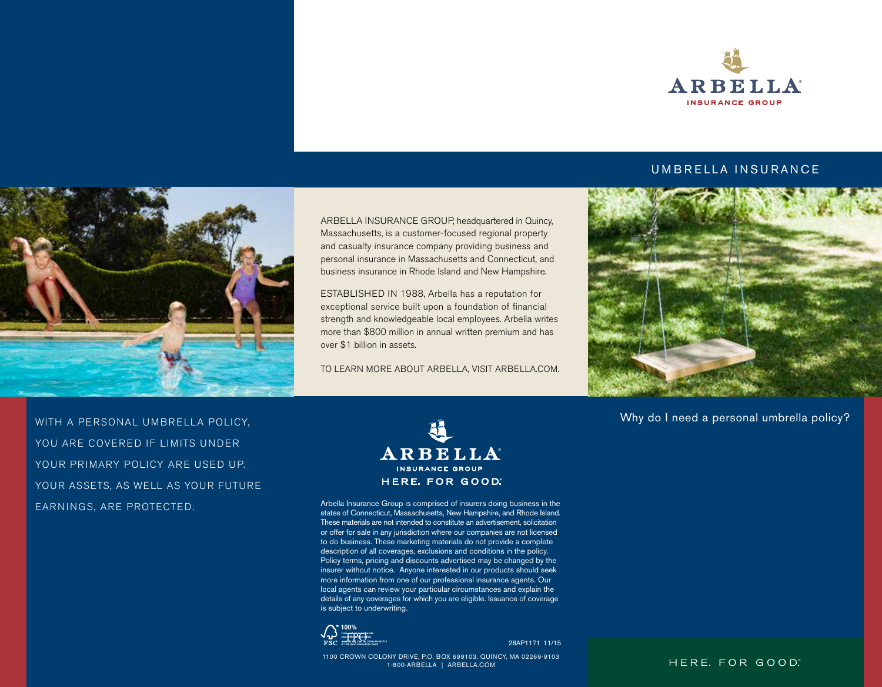ARBELLA
INSURANCE GROUP

# UMBRELLA INSURANCE

ARBELLA INSURANCE GROUP, headquartered in Quincy, Massachusetts, is a customer-focused regional property and casualty insurance company providing business and personal insurance in Massachusetts and Connecticut, and business insurance in Rhode Island and New Hampshire.

ESTABLISHED IN 1988, Arbella has a reputation for exceptional service built upon a foundation of financial strength and knowledgeable local employees. Arbella writes more than $800 million in annual written premium and has over $1 billion in assets.

TO LEARN MORE ABOUT ARBELLA, VISIT ARBELLA.COM.

WITH A PERSONAL UMBRELLA POLICY, YOU ARE COVERED IF LIMITS UNDER YOUR PRIMARY POLICY ARE USED UP. YOUR ASSETS, AS WELL AS YOUR FUTURE EARNINGS, ARE PROTECTED.

ARBELLA
INSURANCE GROUP
HERE. FOR GOOD.

Arbella Insurance Group is comprised of insurers doing business in the states of Connecticut, Massachusetts, New Hampshire, and Rhode Island. These materials are not intended to constitute an advertisement, solicitation or offer for sale in any jurisdiction where our companies are not licensed to do business. These marketing materials do not provide a complete description of all coverages, exclusions and conditions in the policy. Policy terms, pricing and discounts advertised may be changed by the insurer without notice. Anyone interested in our products should seek more information from one of our professional insurance agents. Our local agents can review your particular circumstances and explain the details of any coverages for which you are eligible. Issuance of coverage is subject to underwriting.

FSC 100% FPO

28AP1171 11/15

1100 CROWN COLONY DRIVE, P.O. BOX 699103, QUINCY, MA 02269-9103
1-800-ARBELLA | ARBELLA.COM

## Why do I need a personal umbrella policy?

HERE. FOR GOOD.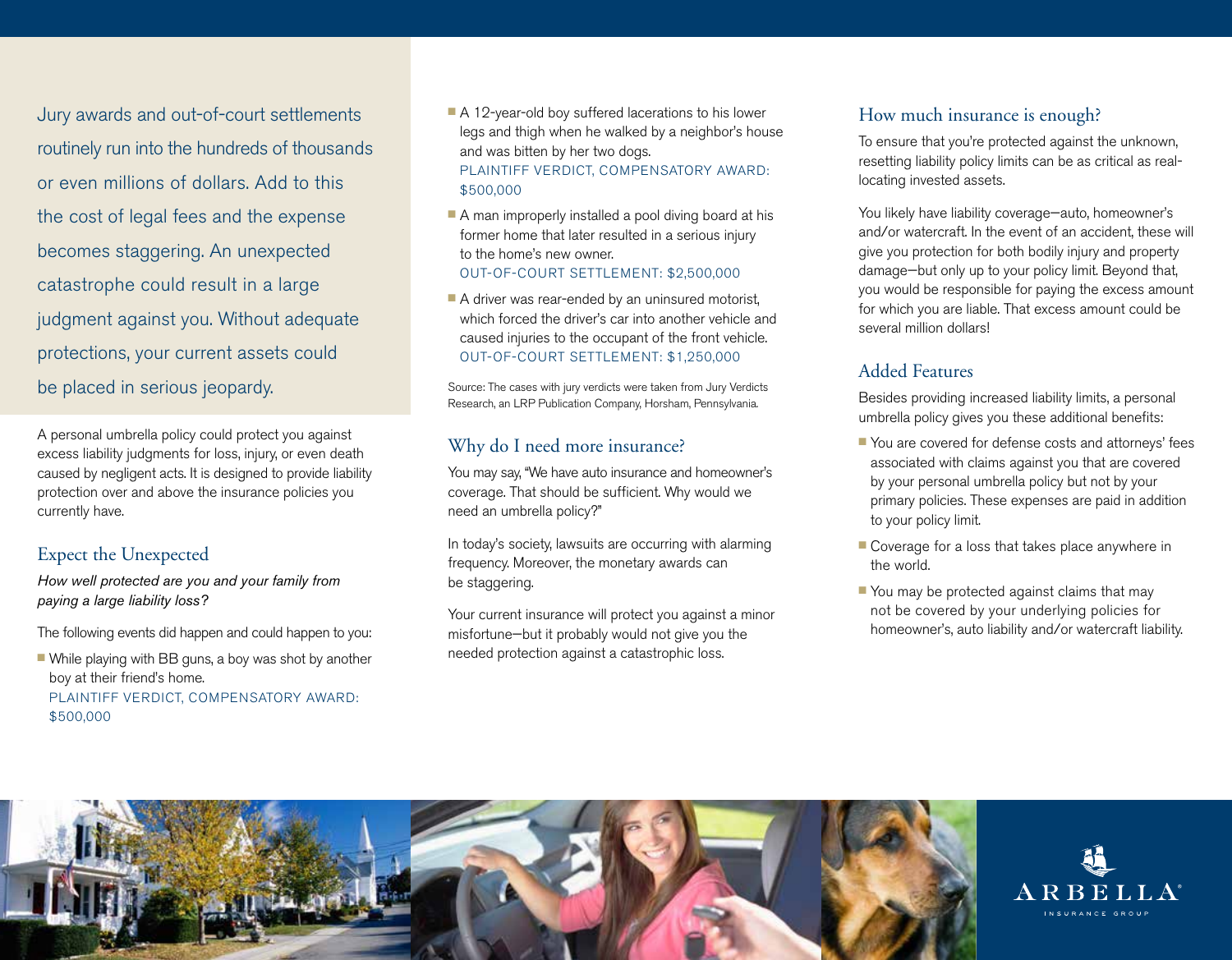Jury awards and out-of-court settlements routinely run into the hundreds of thousands or even millions of dollars. Add to this the cost of legal fees and the expense becomes staggering. An unexpected catastrophe could result in a large judgment against you. Without adequate protections, your current assets could be placed in serious jeopardy.

A personal umbrella policy could protect you against excess liability judgments for loss, injury, or even death caused by negligent acts. It is designed to provide liability protection over and above the insurance policies you currently have.

## Expect the Unexpected

*How well protected are you and your family from paying a large liability loss?*

The following events did happen and could happen to you:

- While playing with BB guns, a boy was shot by another boy at their friend's home.
  PLAINTIFF VERDICT, COMPENSATORY AWARD: $500,000
- A 12-year-old boy suffered lacerations to his lower legs and thigh when he walked by a neighbor's house and was bitten by her two dogs.
  PLAINTIFF VERDICT, COMPENSATORY AWARD: $500,000
- A man improperly installed a pool diving board at his former home that later resulted in a serious injury to the home's new owner.
  OUT-OF-COURT SETTLEMENT: $2,500,000
- A driver was rear-ended by an uninsured motorist, which forced the driver's car into another vehicle and caused injuries to the occupant of the front vehicle.
  OUT-OF-COURT SETTLEMENT: $1,250,000

Source: The cases with jury verdicts were taken from Jury Verdicts Research, an LRP Publication Company, Horsham, Pennsylvania.

## Why do I need more insurance?

You may say, "We have auto insurance and homeowner's coverage. That should be sufficient. Why would we need an umbrella policy?"

In today's society, lawsuits are occurring with alarming frequency. Moreover, the monetary awards can be staggering.

Your current insurance will protect you against a minor misfortune—but it probably would not give you the needed protection against a catastrophic loss.

## How much insurance is enough?

To ensure that you're protected against the unknown, resetting liability policy limits can be as critical as reallocating invested assets.

You likely have liability coverage—auto, homeowner's and/or watercraft. In the event of an accident, these will give you protection for both bodily injury and property damage—but only up to your policy limit. Beyond that, you would be responsible for paying the excess amount for which you are liable. That excess amount could be several million dollars!

## Added Features

Besides providing increased liability limits, a personal umbrella policy gives you these additional benefits:

- You are covered for defense costs and attorneys' fees associated with claims against you that are covered by your personal umbrella policy but not by your primary policies. These expenses are paid in addition to your policy limit.
- Coverage for a loss that takes place anywhere in the world.
- You may be protected against claims that may not be covered by your underlying policies for homeowner's, auto liability and/or watercraft liability.

ARBELLA®
INSURANCE GROUP